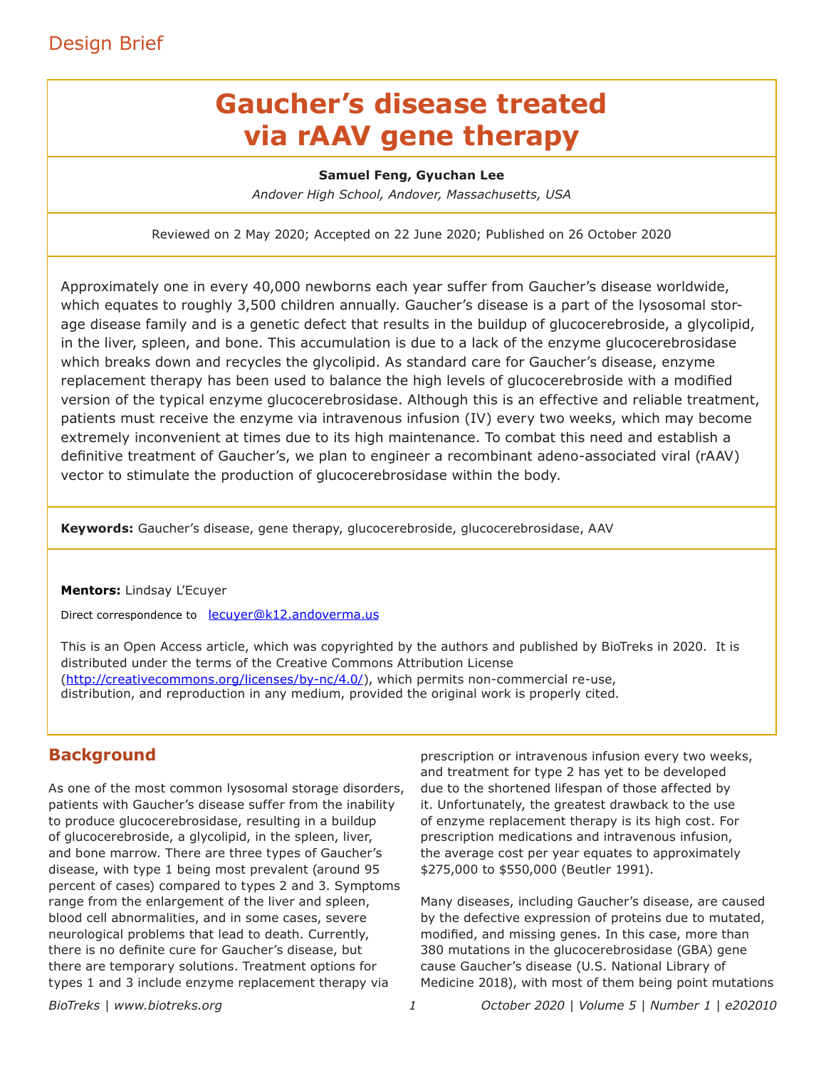Design Brief

# Gaucher's disease treated via rAAV gene therapy

**Samuel Feng, Gyuchan Lee**

*Andover High School, Andover, Massachusetts, USA*

Reviewed on 2 May 2020; Accepted on 22 June 2020; Published on 26 October 2020

Approximately one in every 40,000 newborns each year suffer from Gaucher's disease worldwide, which equates to roughly 3,500 children annually. Gaucher's disease is a part of the lysosomal storage disease family and is a genetic defect that results in the buildup of glucocerebroside, a glycolipid, in the liver, spleen, and bone. This accumulation is due to a lack of the enzyme glucocerebrosidase which breaks down and recycles the glycolipid. As standard care for Gaucher's disease, enzyme replacement therapy has been used to balance the high levels of glucocerebroside with a modified version of the typical enzyme glucocerebrosidase. Although this is an effective and reliable treatment, patients must receive the enzyme via intravenous infusion (IV) every two weeks, which may become extremely inconvenient at times due to its high maintenance. To combat this need and establish a definitive treatment of Gaucher's, we plan to engineer a recombinant adeno-associated viral (rAAV) vector to stimulate the production of glucocerebrosidase within the body.

**Keywords:** Gaucher's disease, gene therapy, glucocerebroside, glucocerebrosidase, AAV

**Mentors:** Lindsay L'Ecuyer

Direct correspondence to lecuyer@k12.andoverma.us

This is an Open Access article, which was copyrighted by the authors and published by BioTreks in 2020. It is distributed under the terms of the Creative Commons Attribution License (http://creativecommons.org/licenses/by-nc/4.0/), which permits non-commercial re-use, distribution, and reproduction in any medium, provided the original work is properly cited.

## Background

As one of the most common lysosomal storage disorders, patients with Gaucher's disease suffer from the inability to produce glucocerebrosidase, resulting in a buildup of glucocerebroside, a glycolipid, in the spleen, liver, and bone marrow. There are three types of Gaucher's disease, with type 1 being most prevalent (around 95 percent of cases) compared to types 2 and 3. Symptoms range from the enlargement of the liver and spleen, blood cell abnormalities, and in some cases, severe neurological problems that lead to death. Currently, there is no definite cure for Gaucher's disease, but there are temporary solutions. Treatment options for types 1 and 3 include enzyme replacement therapy via prescription or intravenous infusion every two weeks, and treatment for type 2 has yet to be developed due to the shortened lifespan of those affected by it. Unfortunately, the greatest drawback to the use of enzyme replacement therapy is its high cost. For prescription medications and intravenous infusion, the average cost per year equates to approximately $275,000 to $550,000 (Beutler 1991).

Many diseases, including Gaucher's disease, are caused by the defective expression of proteins due to mutated, modified, and missing genes. In this case, more than 380 mutations in the glucocerebrosidase (GBA) gene cause Gaucher's disease (U.S. National Library of Medicine 2018), with most of them being point mutations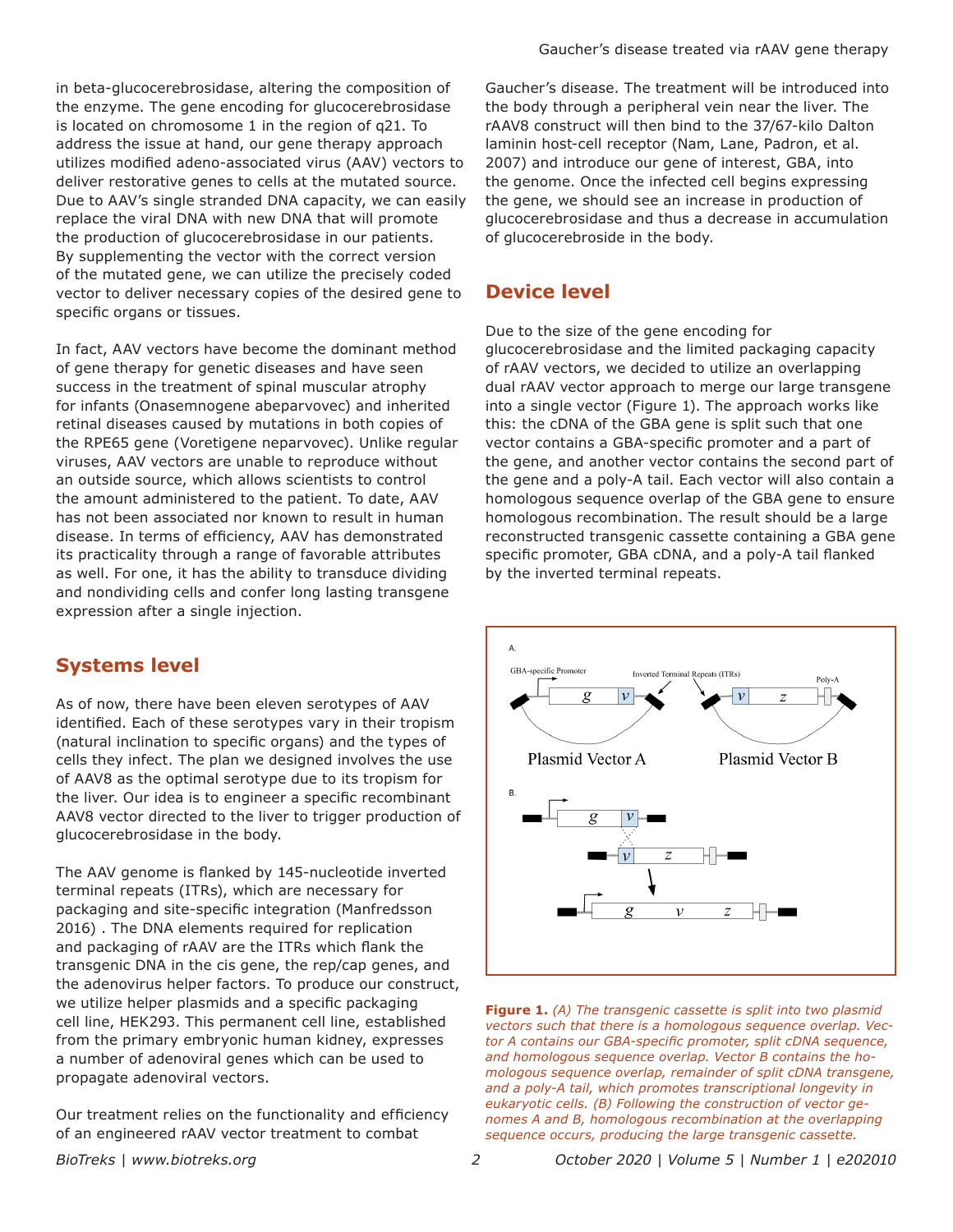in beta-glucocerebrosidase, altering the composition of the enzyme. The gene encoding for glucocerebrosidase is located on chromosome 1 in the region of q21. To address the issue at hand, our gene therapy approach utilizes modified adeno-associated virus (AAV) vectors to deliver restorative genes to cells at the mutated source. Due to AAV's single stranded DNA capacity, we can easily replace the viral DNA with new DNA that will promote the production of glucocerebrosidase in our patients. By supplementing the vector with the correct version of the mutated gene, we can utilize the precisely coded vector to deliver necessary copies of the desired gene to specific organs or tissues.

In fact, AAV vectors have become the dominant method of gene therapy for genetic diseases and have seen success in the treatment of spinal muscular atrophy for infants (Onasemnogene abeparvovec) and inherited retinal diseases caused by mutations in both copies of the RPE65 gene (Voretigene neparvovec). Unlike regular viruses, AAV vectors are unable to reproduce without an outside source, which allows scientists to control the amount administered to the patient. To date, AAV has not been associated nor known to result in human disease. In terms of efficiency, AAV has demonstrated its practicality through a range of favorable attributes as well. For one, it has the ability to transduce dividing and nondividing cells and confer long lasting transgene expression after a single injection.

## Systems level

As of now, there have been eleven serotypes of AAV identified. Each of these serotypes vary in their tropism (natural inclination to specific organs) and the types of cells they infect. The plan we designed involves the use of AAV8 as the optimal serotype due to its tropism for the liver. Our idea is to engineer a specific recombinant AAV8 vector directed to the liver to trigger production of glucocerebrosidase in the body.

The AAV genome is flanked by 145-nucleotide inverted terminal repeats (ITRs), which are necessary for packaging and site-specific integration (Manfredsson 2016) . The DNA elements required for replication and packaging of rAAV are the ITRs which flank the transgenic DNA in the cis gene, the rep/cap genes, and the adenovirus helper factors. To produce our construct, we utilize helper plasmids and a specific packaging cell line, HEK293. This permanent cell line, established from the primary embryonic human kidney, expresses a number of adenoviral genes which can be used to propagate adenoviral vectors.

Our treatment relies on the functionality and efficiency of an engineered rAAV vector treatment to combat Gaucher's disease. The treatment will be introduced into the body through a peripheral vein near the liver. The rAAV8 construct will then bind to the 37/67-kilo Dalton laminin host-cell receptor (Nam, Lane, Padron, et al. 2007) and introduce our gene of interest, GBA, into the genome. Once the infected cell begins expressing the gene, we should see an increase in production of glucocerebrosidase and thus a decrease in accumulation of glucocerebroside in the body.

## Device level

Due to the size of the gene encoding for glucocerebrosidase and the limited packaging capacity of rAAV vectors, we decided to utilize an overlapping dual rAAV vector approach to merge our large transgene into a single vector (Figure 1). The approach works like this: the cDNA of the GBA gene is split such that one vector contains a GBA-specific promoter and a part of the gene, and another vector contains the second part of the gene and a poly-A tail. Each vector will also contain a homologous sequence overlap of the GBA gene to ensure homologous recombination. The result should be a large reconstructed transgenic cassette containing a GBA gene specific promoter, GBA cDNA, and a poly-A tail flanked by the inverted terminal repeats.

**Figure 1.** *(A) The transgenic cassette is split into two plasmid vectors such that there is a homologous sequence overlap. Vector A contains our GBA-specific promoter, split cDNA sequence, and homologous sequence overlap. Vector B contains the homologous sequence overlap, remainder of split cDNA transgene, and a poly-A tail, which promotes transcriptional longevity in eukaryotic cells. (B) Following the construction of vector genomes A and B, homologous recombination at the overlapping sequence occurs, producing the large transgenic cassette.*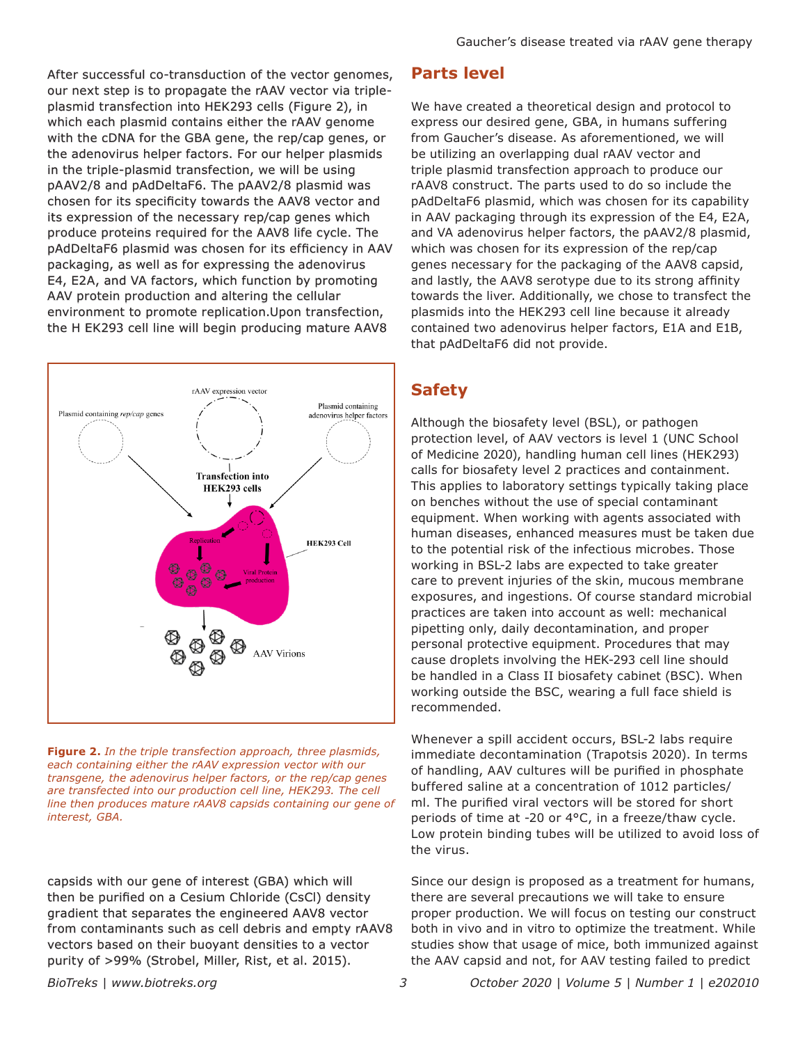After successful co-transduction of the vector genomes, our next step is to propagate the rAAV vector via triple-plasmid transfection into HEK293 cells (Figure 2), in which each plasmid contains either the cDNA for the GBA gene, the rep/cap genes, or the adenovirus helper factors. For our helper plasmids in the triple-plasmid transfection, we will be using pAAV2/8 and pAdDeltaF6. The pAAV2/8 plasmid was chosen for its specificity towards the AAV8 vector and its expression of the necessary rep/cap genes which produce proteins required for the AAV8 life cycle. The pAdDeltaF6 plasmid was chosen for its efficiency in AAV packaging, as well as for expressing the adenovirus E4, E2A, and VA factors, which function by promoting AAV protein production and altering the cellular environment to promote replication.Upon transfection, the H EK293 cell line will begin producing mature AAV8 capsids with our gene of interest (GBA) which will then be purified on a Cesium Chloride (CsCl) density gradient that separates the engineered AAV8 vector from contaminants such as cell debris and empty rAAV8 vectors based on their buoyant densities to a vector purity of >99% (Strobel, Miller, Rist, et al. 2015).

**Figure 2.** *In the triple transfection approach, three plasmids, each containing either the rAAV expression vector with our transgene, the adenovirus helper factors, or the rep/cap genes are transfected into our production cell line, HEK293. The cell line then produces mature rAAV8 capsids containing our gene of interest, GBA.*

## Parts level

We have created a theoretical design and protocol to express our desired gene, GBA, in humans suffering from Gaucher's disease. As aforementioned, we will be utilizing an overlapping dual rAAV vector and triple plasmid transfection approach to produce our rAAV8 construct. The parts used to do so include the pAdDeltaF6 plasmid, which was chosen for its capability in AAV packaging through its expression of the E4, E2A, and VA adenovirus helper factors, the pAAV2/8 plasmid, which was chosen for its expression of the rep/cap genes necessary for the packaging of the AAV8 capsid, and lastly, the AAV8 serotype due to its strong affinity towards the liver. Additionally, we chose to transfect the plasmids into the HEK293 cell line because it already contained two adenovirus helper factors, E1A and E1B, that pAdDeltaF6 did not provide.

## Safety

Although the biosafety level (BSL), or pathogen protection level, of AAV vectors is level 1 (UNC School of Medicine 2020), handling human cell lines (HEK293) calls for biosafety level 2 practices and containment. This applies to laboratory settings typically taking place on benches without the use of special contaminant equipment. When working with agents associated with human diseases, enhanced measures must be taken due to the potential risk of the infectious microbes. Those working in BSL-2 labs are expected to take greater care to prevent injuries of the skin, mucous membrane exposures, and ingestions. Of course standard microbial practices are taken into account as well: mechanical pipetting only, daily decontamination, and proper personal protective equipment. Procedures that may cause droplets involving the HEK-293 cell line should be handled in a Class II biosafety cabinet (BSC). When working outside the BSC, wearing a full face shield is recommended.

Whenever a spill accident occurs, BSL-2 labs require immediate decontamination (Trapotsis 2020). In terms of handling, AAV cultures will be purified in phosphate buffered saline at a concentration of 1012 particles/ml. The purified viral vectors will be stored for short periods of time at -20 or 4°C, in a freeze/thaw cycle. Low protein binding tubes will be utilized to avoid loss of the virus.

Since our design is proposed as a treatment for humans, there are several precautions we will take to ensure proper production. We will focus on testing our construct both in vivo and in vitro to optimize the treatment. While studies show that usage of mice, both immunized against the AAV capsid and not, for AAV testing failed to predict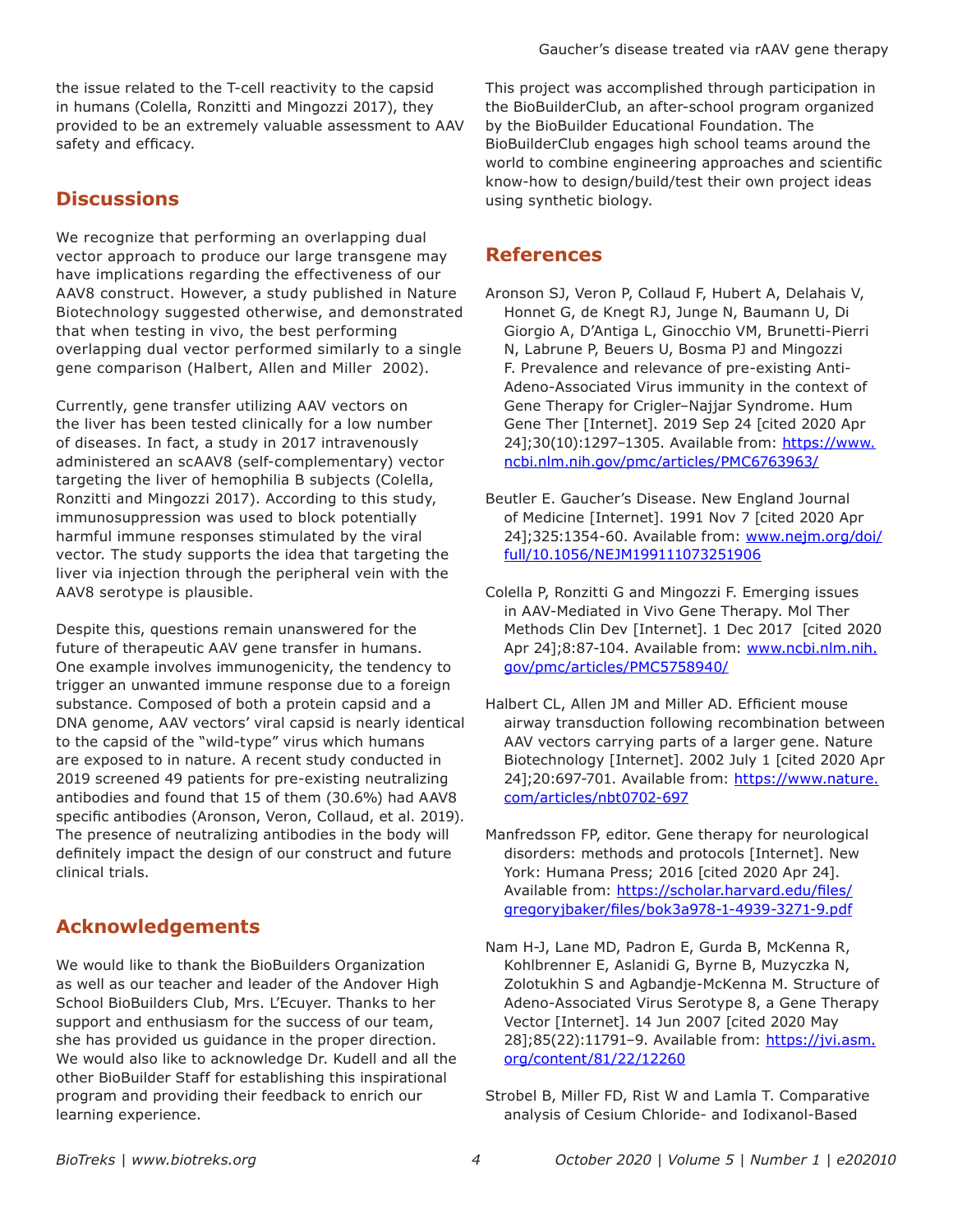the issue related to the T-cell reactivity to the capsid in humans (Colella, Ronzitti and Mingozzi 2017), they provided to be an extremely valuable assessment to AAV safety and efficacy.

## Discussions

We recognize that performing an overlapping dual vector approach to produce our large transgene may have implications regarding the effectiveness of our AAV8 construct. However, a study published in Nature Biotechnology suggested otherwise, and demonstrated that when testing in vivo, the best performing overlapping dual vector performed similarly to a single gene comparison (Halbert, Allen and Miller 2002).

Currently, gene transfer utilizing AAV vectors on the liver has been tested clinically for a low number of diseases. In fact, a study in 2017 intravenously administered an scAAV8 (self-complementary) vector targeting the liver of hemophilia B subjects (Colella, Ronzitti and Mingozzi 2017). According to this study, immunosuppression was used to block potentially harmful immune responses stimulated by the viral vector. The study supports the idea that targeting the liver via injection through the peripheral vein with the AAV8 serotype is plausible.

Despite this, questions remain unanswered for the future of therapeutic AAV gene transfer in humans. One example involves immunogenicity, the tendency to trigger an unwanted immune response due to a foreign substance. Composed of both a protein capsid and a DNA genome, AAV vectors' viral capsid is nearly identical to the capsid of the "wild-type" virus which humans are exposed to in nature. A recent study conducted in 2019 screened 49 patients for pre-existing neutralizing antibodies and found that 15 of them (30.6%) had AAV8 specific antibodies (Aronson, Veron, Collaud, et al. 2019). The presence of neutralizing antibodies in the body will definitely impact the design of our construct and future clinical trials.

## Acknowledgements

We would like to thank the BioBuilders Organization as well as our teacher and leader of the Andover High School BioBuilders Club, Mrs. L'Ecuyer. Thanks to her support and enthusiasm for the success of our team, she has provided us guidance in the proper direction. We would also like to acknowledge Dr. Kudell and all the other BioBuilder Staff for establishing this inspirational program and providing their feedback to enrich our learning experience.

This project was accomplished through participation in the BioBuilderClub, an after-school program organized by the BioBuilder Educational Foundation. The BioBuilderClub engages high school teams around the world to combine engineering approaches and scientific know-how to design/build/test their own project ideas using synthetic biology.

## References

Aronson SJ, Veron P, Collaud F, Hubert A, Delahais V, Honnet G, de Knegt RJ, Junge N, Baumann U, Di Giorgio A, D'Antiga L, Ginocchio VM, Brunetti-Pierri N, Labrune P, Beuers U, Bosma PJ and Mingozzi F. Prevalence and relevance of pre-existing Anti-Adeno-Associated Virus immunity in the context of Gene Therapy for Crigler–Najjar Syndrome. Hum Gene Ther [Internet]. 2019 Sep 24 [cited 2020 Apr 24];30(10):1297–1305. Available from: https://www.ncbi.nlm.nih.gov/pmc/articles/PMC6763963/

Beutler E. Gaucher's Disease. New England Journal of Medicine [Internet]. 1991 Nov 7 [cited 2020 Apr 24];325:1354-60. Available from: www.nejm.org/doi/full/10.1056/NEJM199111073251906

Colella P, Ronzitti G and Mingozzi F. Emerging issues in AAV-Mediated in Vivo Gene Therapy. Mol Ther Methods Clin Dev [Internet]. 1 Dec 2017 [cited 2020 Apr 24];8:87-104. Available from: www.ncbi.nlm.nih.gov/pmc/articles/PMC5758940/

Halbert CL, Allen JM and Miller AD. Efficient mouse airway transduction following recombination between AAV vectors carrying parts of a larger gene. Nature Biotechnology [Internet]. 2002 July 1 [cited 2020 Apr 24];20:697-701. Available from: https://www.nature.com/articles/nbt0702-697

Manfredsson FP, editor. Gene therapy for neurological disorders: methods and protocols [Internet]. New York: Humana Press; 2016 [cited 2020 Apr 24]. Available from: https://scholar.harvard.edu/files/gregoryjbaker/files/bok3a978-1-4939-3271-9.pdf

Nam H-J, Lane MD, Padron E, Gurda B, McKenna R, Kohlbrenner E, Aslanidi G, Byrne B, Muzyczka N, Zolotukhin S and Agbandje-McKenna M. Structure of Adeno-Associated Virus Serotype 8, a Gene Therapy Vector [Internet]. 14 Jun 2007 [cited 2020 May 28];85(22):11791–9. Available from: https://jvi.asm.org/content/81/22/12260

Strobel B, Miller FD, Rist W and Lamla T. Comparative analysis of Cesium Chloride- and Iodixanol-Based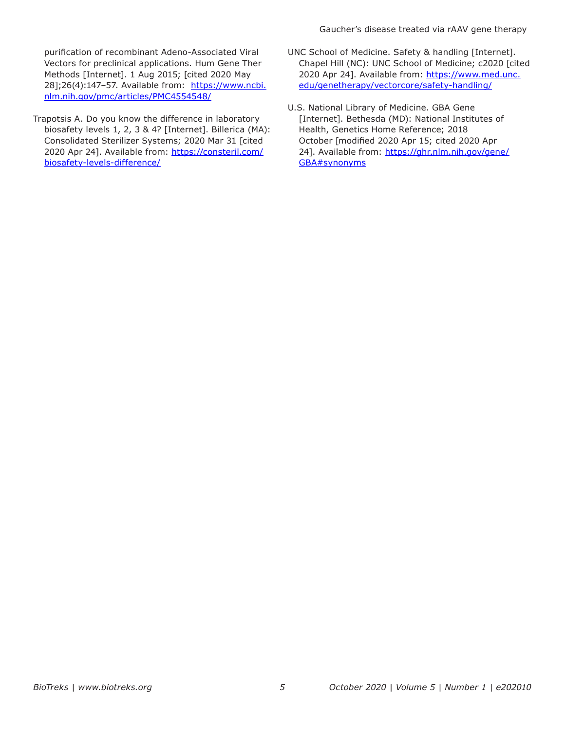purification of recombinant Adeno-Associated Viral Vectors for preclinical applications. Hum Gene Ther Methods [Internet]. 1 Aug 2015; [cited 2020 May 28];26(4):147–57. Available from: https://www.ncbi.nlm.nih.gov/pmc/articles/PMC4554548/

Trapotsis A. Do you know the difference in laboratory biosafety levels 1, 2, 3 & 4? [Internet]. Billerica (MA): Consolidated Sterilizer Systems; 2020 Mar 31 [cited 2020 Apr 24]. Available from: https://consteril.com/biosafety-levels-difference/

UNC School of Medicine. Safety & handling [Internet]. Chapel Hill (NC): UNC School of Medicine; c2020 [cited 2020 Apr 24]. Available from: https://www.med.unc.edu/genetherapy/vectorcore/safety-handling/

U.S. National Library of Medicine. GBA Gene [Internet]. Bethesda (MD): National Institutes of Health, Genetics Home Reference; 2018 October [modified 2020 Apr 15; cited 2020 Apr 24]. Available from: https://ghr.nlm.nih.gov/gene/GBA#synonyms